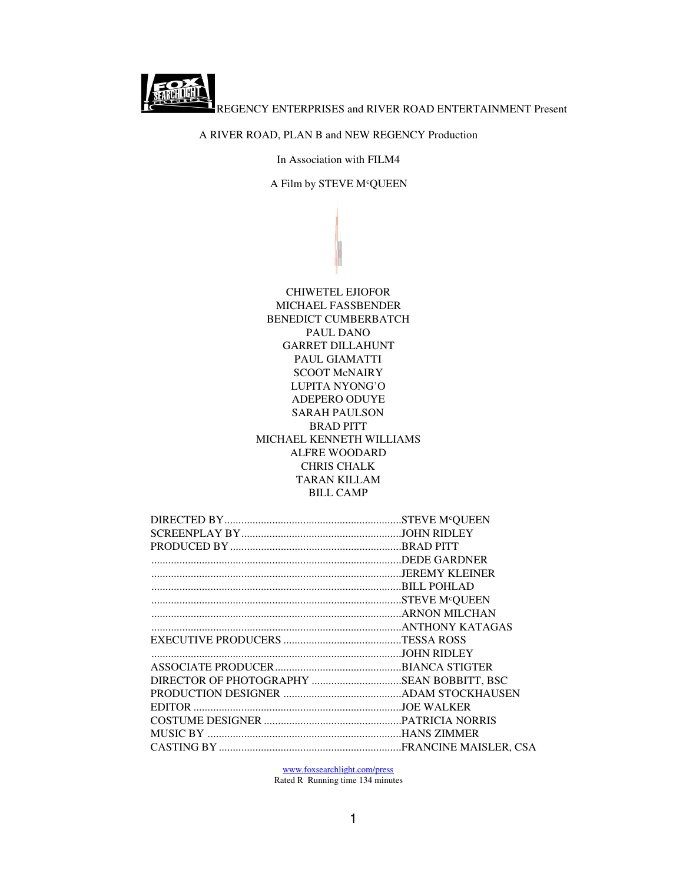REGENCY ENTERPRISES and RIVER ROAD ENTERTAINMENT Present

A RIVER ROAD, PLAN B and NEW REGENCY Production

In Association with FILM4

A Film by STEVE McQUEEN

CHIWETEL EJIOFOR
MICHAEL FASSBENDER
BENEDICT CUMBERBATCH
PAUL DANO
GARRET DILLAHUNT
PAUL GIAMATTI
SCOOT McNAIRY
LUPITA NYONG'O
ADEPERO ODUYE
SARAH PAULSON
BRAD PITT
MICHAEL KENNETH WILLIAMS
ALFRE WOODARD
CHRIS CHALK
TARAN KILLAM
BILL CAMP

DIRECTED BY..............................................................STEVE McQUEEN
SCREENPLAY BY.........................................................JOHN RIDLEY
PRODUCED BY ............................................................BRAD PITT
........................................................................................DEDE GARDNER
........................................................................................JEREMY KLEINER
........................................................................................BILL POHLAD
........................................................................................STEVE McQUEEN
........................................................................................ARNON MILCHAN
........................................................................................ANTHONY KATAGAS
EXECUTIVE PRODUCERS ..........................................TESSA ROSS
........................................................................................JOHN RIDLEY
ASSOCIATE PRODUCER............................................BIANCA STIGTER
DIRECTOR OF PHOTOGRAPHY ................................SEAN BOBBITT, BSC
PRODUCTION DESIGNER ..........................................ADAM STOCKHAUSEN
EDITOR .........................................................................JOE WALKER
COSTUME DESIGNER ................................................PATRICIA NORRIS
MUSIC BY ....................................................................HANS ZIMMER
CASTING BY ................................................................FRANCINE MAISLER, CSA

www.foxsearchlight.com/press
Rated R Running time 134 minutes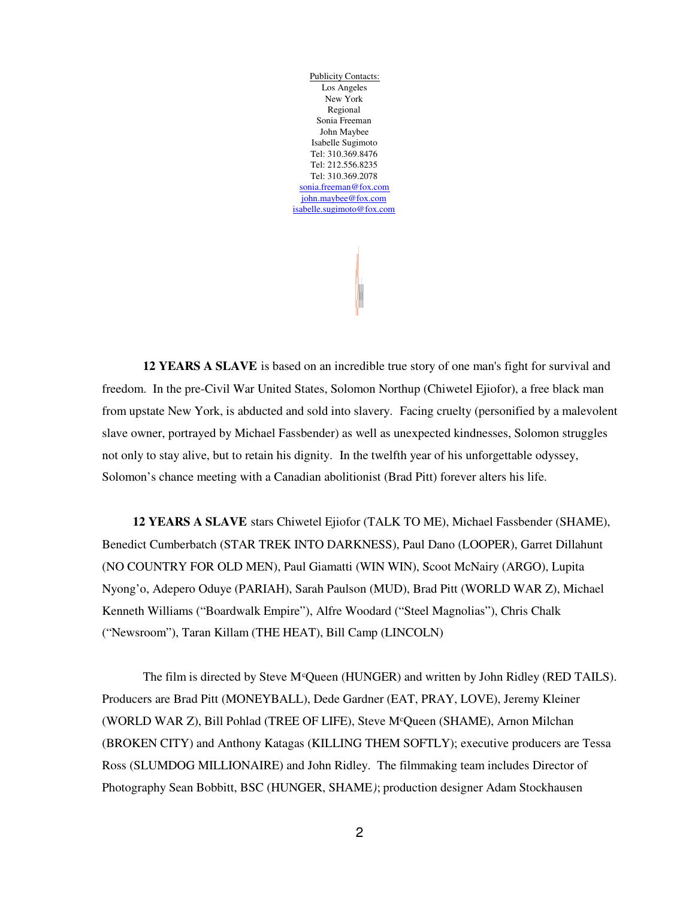Publicity Contacts:
Los Angeles
New York
Regional
Sonia Freeman
John Maybee
Isabelle Sugimoto
Tel: 310.369.8476
Tel: 212.556.8235
Tel: 310.369.2078
sonia.freeman@fox.com
john.maybee@fox.com
isabelle.sugimoto@fox.com

**12 YEARS A SLAVE** is based on an incredible true story of one man's fight for survival and freedom. In the pre-Civil War United States, Solomon Northup (Chiwetel Ejiofor), a free black man from upstate New York, is abducted and sold into slavery. Facing cruelty (personified by a malevolent slave owner, portrayed by Michael Fassbender) as well as unexpected kindnesses, Solomon struggles not only to stay alive, but to retain his dignity. In the twelfth year of his unforgettable odyssey, Solomon's chance meeting with a Canadian abolitionist (Brad Pitt) forever alters his life.

**12 YEARS A SLAVE** stars Chiwetel Ejiofor (TALK TO ME), Michael Fassbender (SHAME), Benedict Cumberbatch (STAR TREK INTO DARKNESS), Paul Dano (LOOPER), Garret Dillahunt (NO COUNTRY FOR OLD MEN), Paul Giamatti (WIN WIN), Scoot McNairy (ARGO), Lupita Nyong'o, Adepero Oduye (PARIAH), Sarah Paulson (MUD), Brad Pitt (WORLD WAR Z), Michael Kenneth Williams ("Boardwalk Empire"), Alfre Woodard ("Steel Magnolias"), Chris Chalk ("Newsroom"), Taran Killam (THE HEAT), Bill Camp (LINCOLN)

The film is directed by Steve McQueen (HUNGER) and written by John Ridley (RED TAILS). Producers are Brad Pitt (MONEYBALL), Dede Gardner (EAT, PRAY, LOVE), Jeremy Kleiner (WORLD WAR Z), Bill Pohlad (TREE OF LIFE), Steve McQueen (SHAME), Arnon Milchan (BROKEN CITY) and Anthony Katagas (KILLING THEM SOFTLY); executive producers are Tessa Ross (SLUMDOG MILLIONAIRE) and John Ridley. The filmmaking team includes Director of Photography Sean Bobbitt, BSC (HUNGER, SHAME); production designer Adam Stockhausen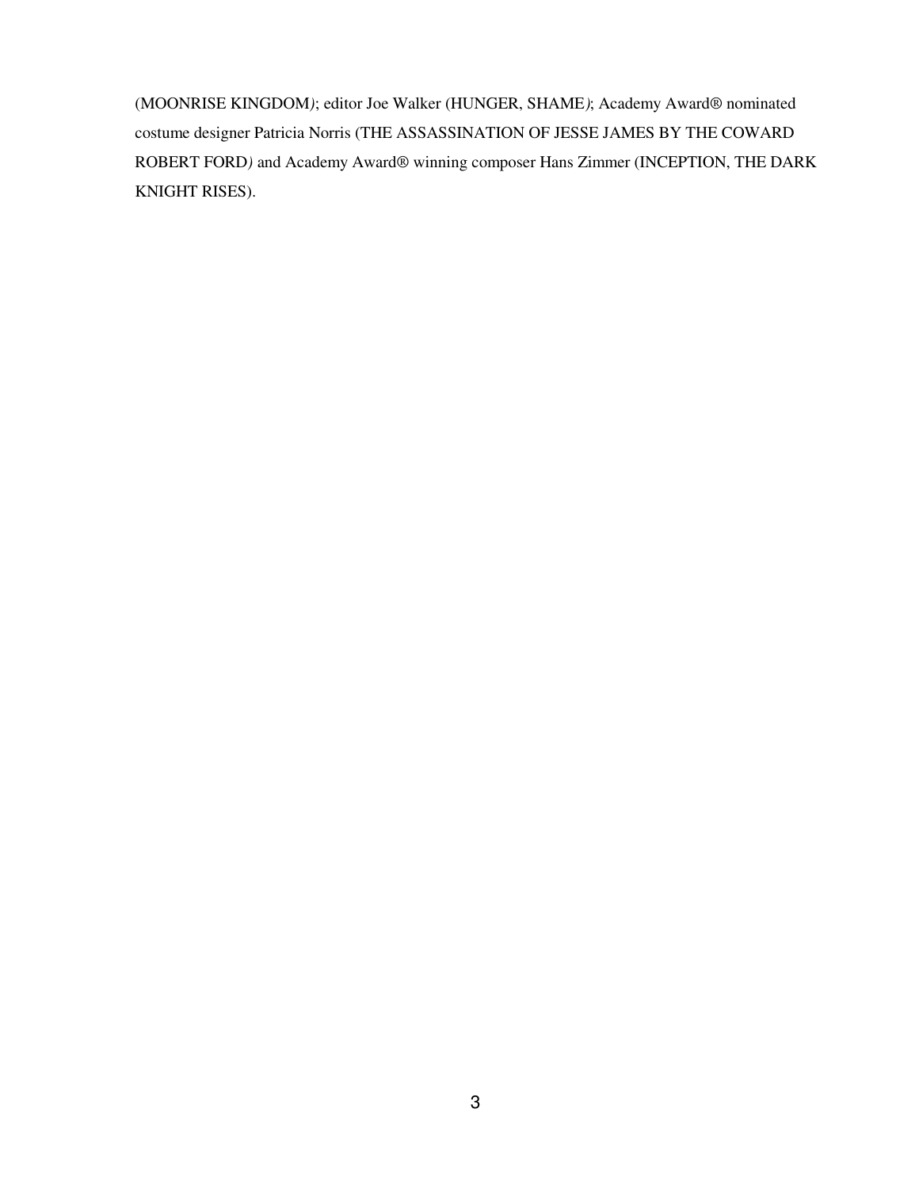(MOONRISE KINGDOM); editor Joe Walker (HUNGER, SHAME); Academy Award® nominated costume designer Patricia Norris (THE ASSASSINATION OF JESSE JAMES BY THE COWARD ROBERT FORD) and Academy Award® winning composer Hans Zimmer (INCEPTION, THE DARK KNIGHT RISES).